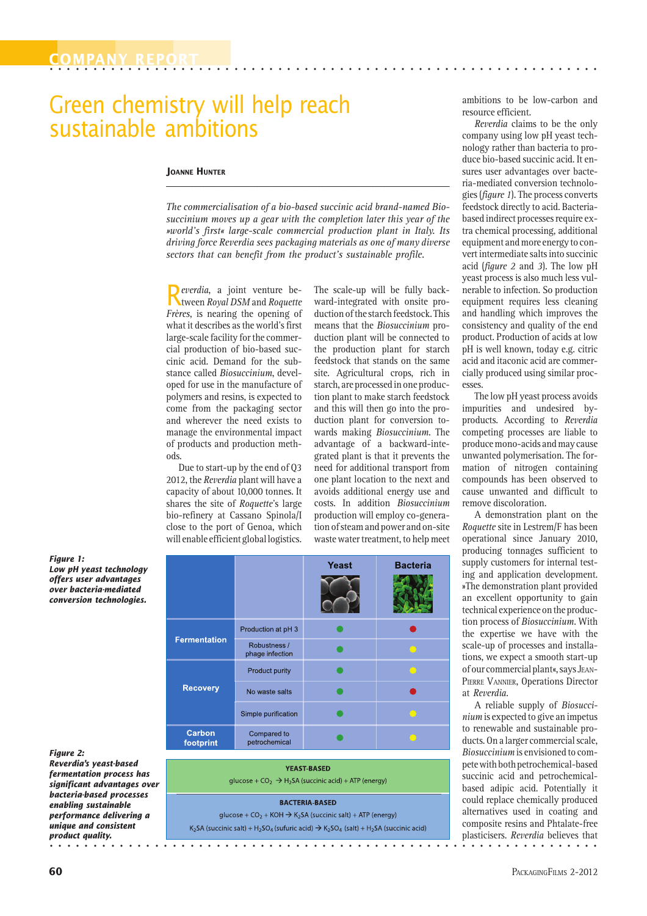COMPANY REPORT

# Green chemistry will help reach sustainable ambitions

**Joanne Hunter**

*The commercialisation of a bio-based succinic acid brand-named Biosuccinium moves up a gear with the completion later this year of the »world's first« large-scale commercial production plant in Italy. Its driving force Reverdia sees packaging materials as one of many diverse sectors that can benefit from the product's sustainable profile.*

*Reverdia*, a joint venture between *Royal DSM* and *Roquette Frères*, is nearing the opening of what it describes as the world's first large-scale facility for the commercial production of bio-based succinic acid. Demand for the substance called *Biosuccinium*, developed for use in the manufacture of polymers and resins, is expected to come from the packaging sector and wherever the need exists to manage the environmental impact of products and production methods.

Due to start-up by the end of Q3 2012, the *Reverdia* plant will have a capacity of about 10,000 tonnes. It shares the site of *Roquette*'s large bio-refinery at Cassano Spinola/I close to the port of Genoa, which will enable efficient global logistics.

The scale-up will be fully backward-integrated with onsite production of the starch feedstock. This means that the *Biosuccinium* production plant will be connected to the production plant for starch feedstock that stands on the same site. Agricultural crops, rich in starch, are processed in one production plant to make starch feedstock and this will then go into the production plant for conversion towards making *Biosuccinium*. The advantage of a backward-integrated plant is that it prevents the need for additional transport from one plant location to the next and avoids additional energy use and costs. In addition *Biosuccinium* production will employ co-generation of steam and power and on-site waste water treatment, to help meet ambitions to be low-carbon and resource efficient.

*Reverdia* claims to be the only company using low pH yeast technology rather than bacteria to produce bio-based succinic acid. It ensures user advantages over bacteria-mediated conversion technologies (*figure 1*). The process converts feedstock directly to acid. Bacteria-based indirect processes require extra chemical processing, additional equipment and more energy to convert intermediate salts into succinic acid (*figure 2* and *3*). The low pH yeast process is also much less vulnerable to infection. So production equipment requires less cleaning and handling which improves the consistency and quality of the end product. Production of acids at low pH is well known, today e.g. citric acid and itaconic acid are commercially produced using similar processes.

The low pH yeast process avoids impurities and undesired by-products. According to *Reverdia* competing processes are liable to produce mono-acids and may cause unwanted polymerisation. The formation of nitrogen containing compounds has been observed to cause unwanted and difficult to remove discoloration.

A demonstration plant on the *Roquette* site in Lestrem/F has been operational since January 2010, producing tonnages sufficient to supply customers for internal testing and application development. »The demonstration plant provided an excellent opportunity to gain technical experience on the production process of *Biosuccinium*. With the expertise we have with the scale-up of processes and installations, we expect a smooth start-up of our commercial plant«, says Jean-Pierre Vannier, Operations Director at *Reverdia*.

A reliable supply of *Biosuccinium* is expected to give an impetus to renewable and sustainable products. On a larger commercial scale, *Biosuccinium* is envisioned to compete with both petrochemical-based succinic acid and petrochemical-based adipic acid. Potentially it could replace chemically produced alternatives used in coating and composite resins and Phtalate-free plasticisers. *Reverdia* believes that

| | | Yeast | Bacteria |
|---|---|---|---|
| Fermentation | Production at pH 3 | ● (green) | ● (red) |
| | Robustness / phage infection | ● (green) | ● (yellow) |
| Recovery | Product purity | ● (green) | ● (yellow) |
| | No waste salts | ● (green) | ● (red) |
| | Simple purification | ● (green) | ● (yellow) |
| Carbon footprint | Compared to petrochemical | ● (green) | ● (yellow) |

***Figure 1:*** ***Low pH yeast technology offers user advantages over bacteria-mediated conversion technologies.***

**YEAST-BASED**

glucose + $CO_2$ → $H_2SA$ (succinic acid) + ATP (energy)

**BACTERIA-BASED**

glucose + $CO_2$ + KOH → $K_2SA$ (succinic salt) + ATP (energy)

$K_2SA$ (succinic salt) + $H_2SO_4$ (sufuric acid) → $K_2SO_4$ (salt) + $H_2SA$ (succinic acid)

***Figure 2:*** ***Reverdia's yeast-based fermentation process has significant advantages over bacteria-based processes enabling sustainable performance delivering a unique and consistent product quality.***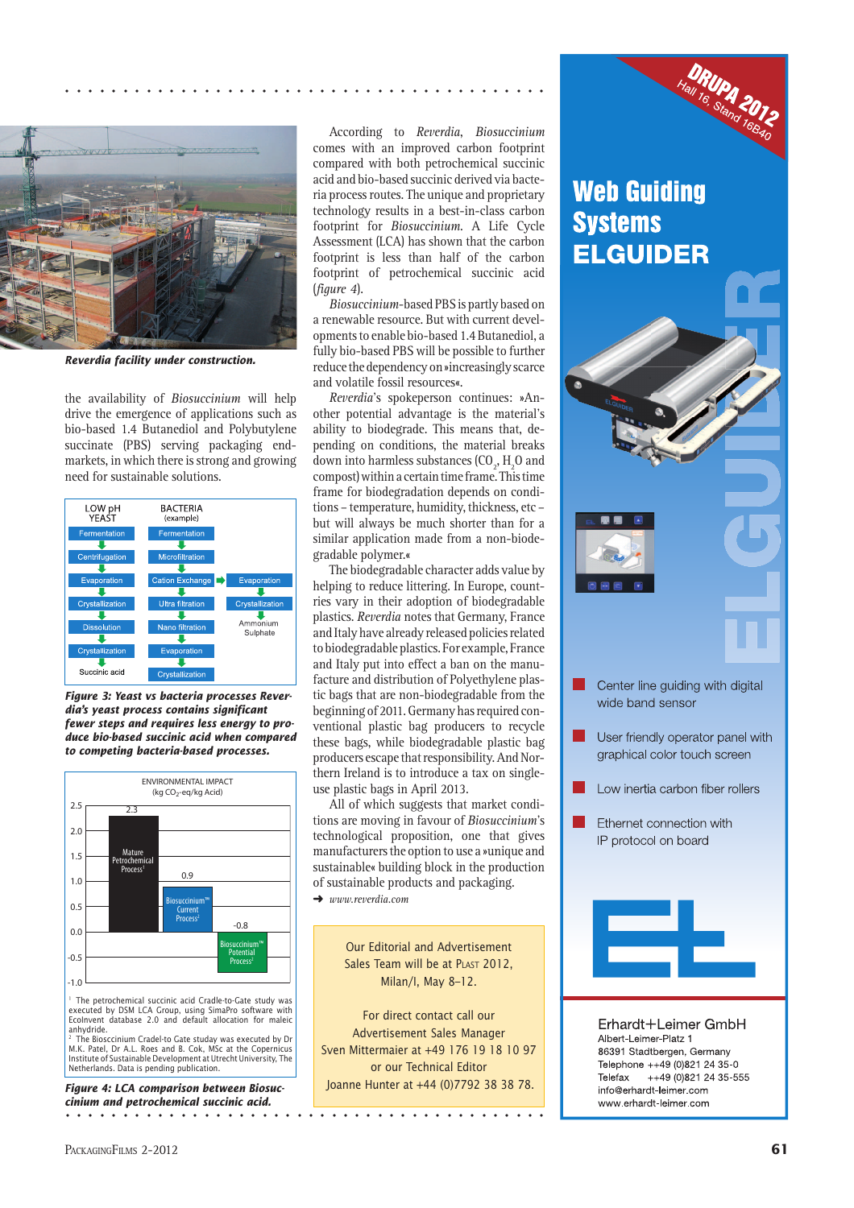Reverdia facility under construction.

the availability of *Biosuccinium* will help drive the emergence of applications such as bio-based 1.4 Butanediol and Polybutylene succinate (PBS) serving packaging end-markets, in which there is strong and growing need for sustainable solutions.

LOW pH YEAST
Fermentation
Centrifugation
Evaporation
Crystallization
Dissolution
Crystallization
Succinic acid

BACTERIA (example)
Fermentation
Microfiltration
Cation Exchange
Ultra filtration
Nano filtration
Evaporation
Crystallization

Evaporation
Crystallization
Ammonium Sulphate

***Figure 3: Yeast vs bacteria processes Reverdia's yeast process contains significant fewer steps and requires less energy to produce bio-based succinic acid when compared to competing bacteria-based processes.***

ENVIRONMENTAL IMPACT
(kg $CO_2$-eq/kg Acid)

2.5
2.0
1.5
1.0
0.5
0.0
-0.5
-1.0

2.3
Mature Petrochemical Process[1]

0.9
Biosuccinium™ Current Process[2]

-0.8
Biosuccinium™ Potential Process[2]

[1] The petrochemical succinic acid Cradle-to-Gate study was executed by DSM LCA Group, using SimaPro software with EcoInvent database 2.0 and default allocation for maleic anhydride.
[2] The Biosccinium Cradel-to Gate studay was executed by Dr M.K. Patel, Dr A.L. Roes and B. Cok, MSc at the Copernicus Institute of Sustainable Development at Utrecht University, The Netherlands. Data is pending publication.

***Figure 4: LCA comparison between Biosuccinium and petrochemical succinic acid.***

According to *Reverdia*, *Biosuccinium* comes with an improved carbon footprint compared with both petrochemical succinic acid and bio-based succinic derived via bacteria process routes. The unique and proprietary technology results in a best-in-class carbon footprint for *Biosuccinium*. A Life Cycle Assessment (LCA) has shown that the carbon footprint is less than half of the carbon footprint of petrochemical succinic acid (*figure 4*).

*Biosuccinium*-based PBS is partly based on a renewable resource. But with current developments to enable bio-based 1.4 Butanediol, a fully bio-based PBS will be possible to further reduce the dependency on »increasingly scarce and volatile fossil resources«.

*Reverdia*'s spokeperson continues: »Another potential advantage is the material's ability to biodegrade. This means that, depending on conditions, the material breaks down into harmless substances ($CO_2$, $H_2O$ and compost) within a certain time frame. This time frame for biodegradation depends on conditions – temperature, humidity, thickness, etc – but will always be much shorter than for a similar application made from a non-biodegradable polymer.«

The biodegradable character adds value by helping to reduce littering. In Europe, countries vary in their adoption of biodegradable plastics. *Reverdia* notes that Germany, France and Italy have already released policies related to biodegradable plastics. For example, France and Italy put into effect a ban on the manufacture and distribution of Polyethylene plastic bags that are non-biodegradable from the beginning of 2011. Germany has required conventional plastic bag producers to recycle these bags, while biodegradable plastic bag producers escape that responsibility. And Northern Ireland is to introduce a tax on single-use plastic bags in April 2013.

All of which suggests that market conditions are moving in favour of *Biosuccinium*'s technological proposition, one that gives manufacturers the option to use a »unique and sustainable« building block in the production of sustainable products and packaging.

➜ *www.reverdia.com*

Our Editorial and Advertisement Sales Team will be at Plast 2012, Milan/I, May 8–12.

For direct contact call our Advertisement Sales Manager Sven Mittermaier at +49 176 19 18 10 97 or our Technical Editor Joanne Hunter at +44 (0)7792 38 38 78.

DRUPA 2012
Hall 16, Stand 16B40

# Web Guiding Systems ELGUIDER

- Center line guiding with digital wide band sensor
- User friendly operator panel with graphical color touch screen
- Low inertia carbon fiber rollers
- Ethernet connection with IP protocol on board

Erhardt+Leimer GmbH
Albert-Leimer-Platz 1
86391 Stadtbergen, Germany
Telephone ++49 (0)821 24 35-0
Telefax ++49 (0)821 24 35-555
info@erhardt-leimer.com
www.erhardt-leimer.com